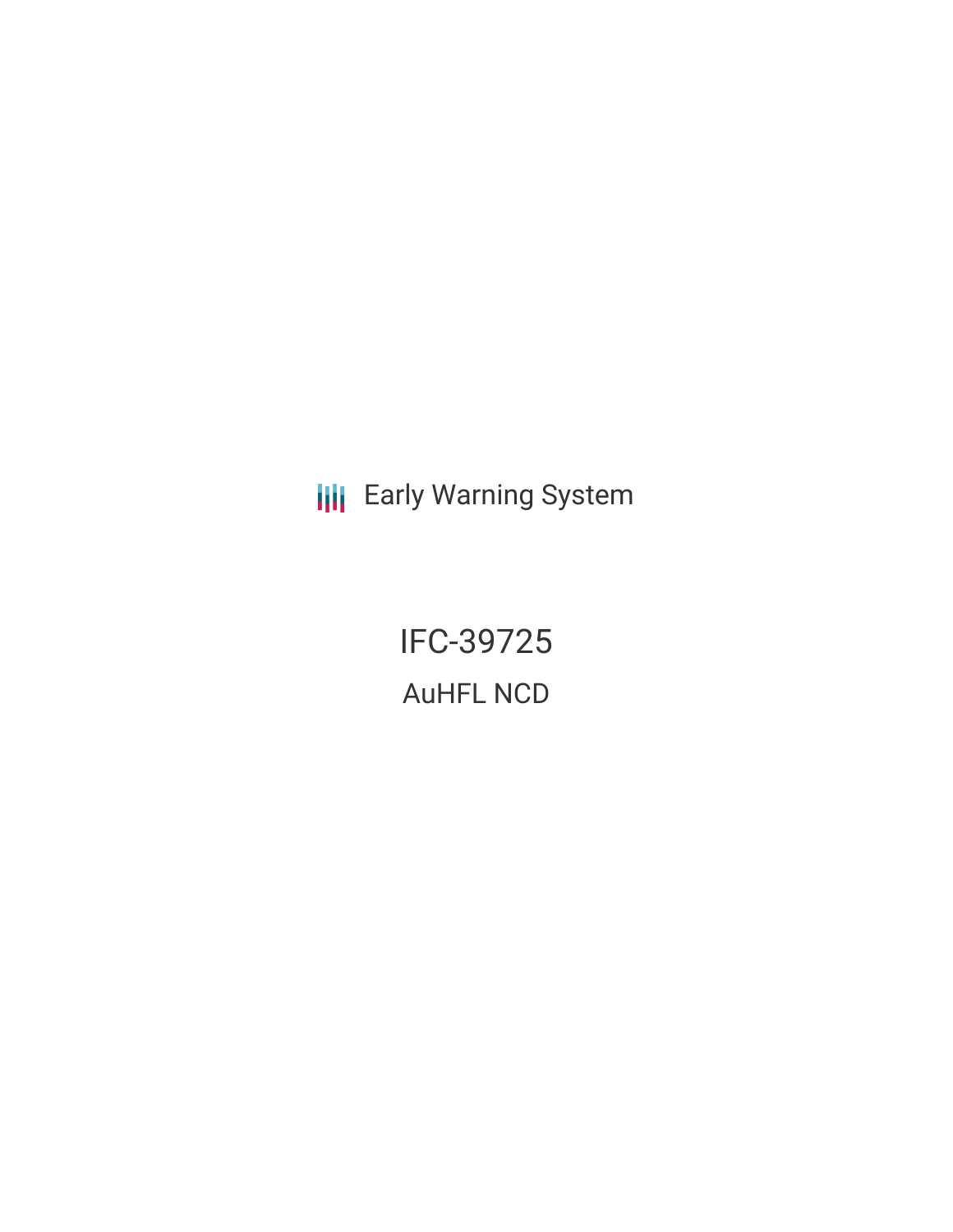Early Warning System

# IFC-39725

## AuHFL NCD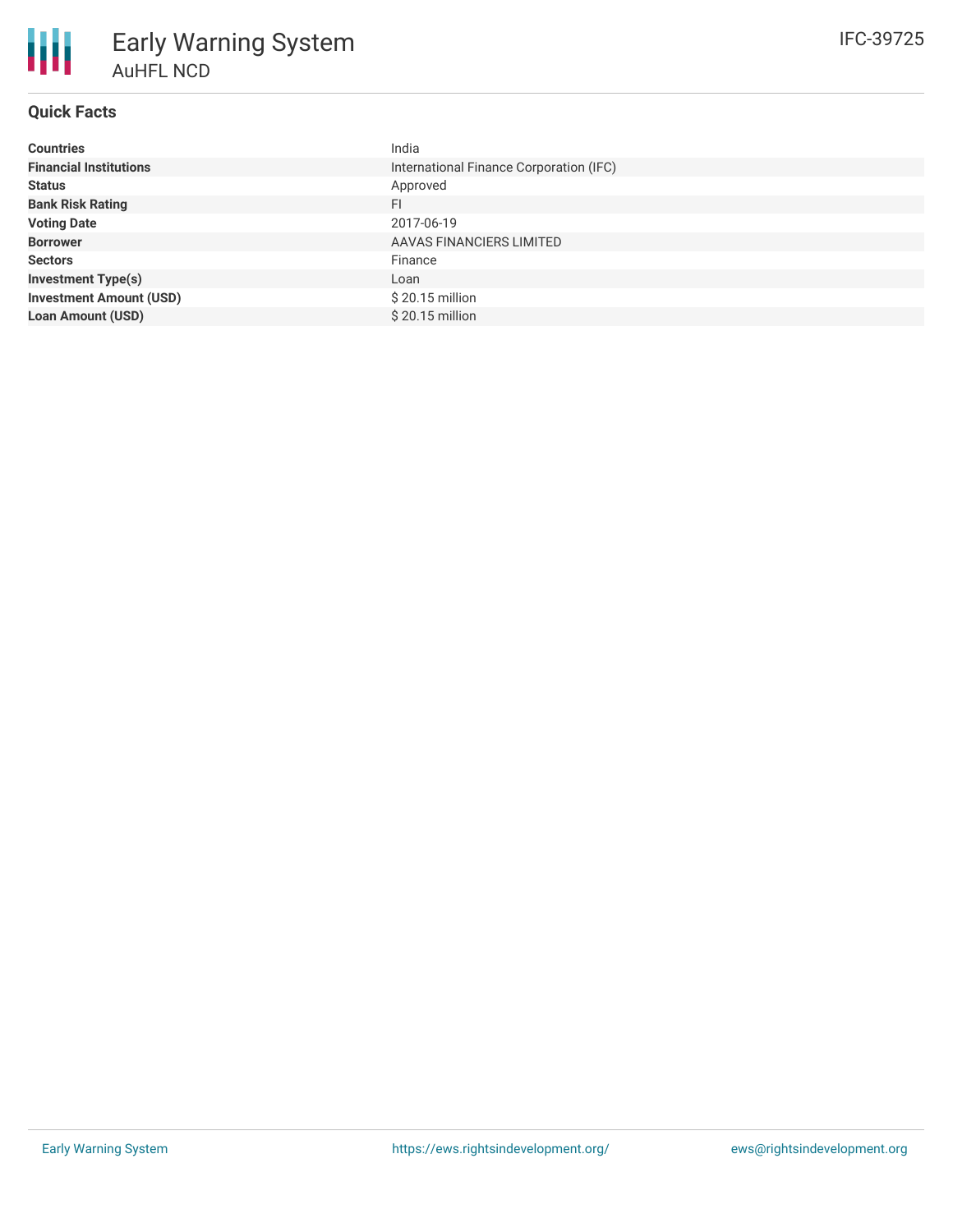# Early Warning System

## AuHFL NCD

IFC-39725

### Quick Facts

| | |
|---|---|
| **Countries** | India |
| **Financial Institutions** | International Finance Corporation (IFC) |
| **Status** | Approved |
| **Bank Risk Rating** | FI |
| **Voting Date** | 2017-06-19 |
| **Borrower** | AAVAS FINANCIERS LIMITED |
| **Sectors** | Finance |
| **Investment Type(s)** | Loan |
| **Investment Amount (USD)** | $ 20.15 million |
| **Loan Amount (USD)** | $ 20.15 million |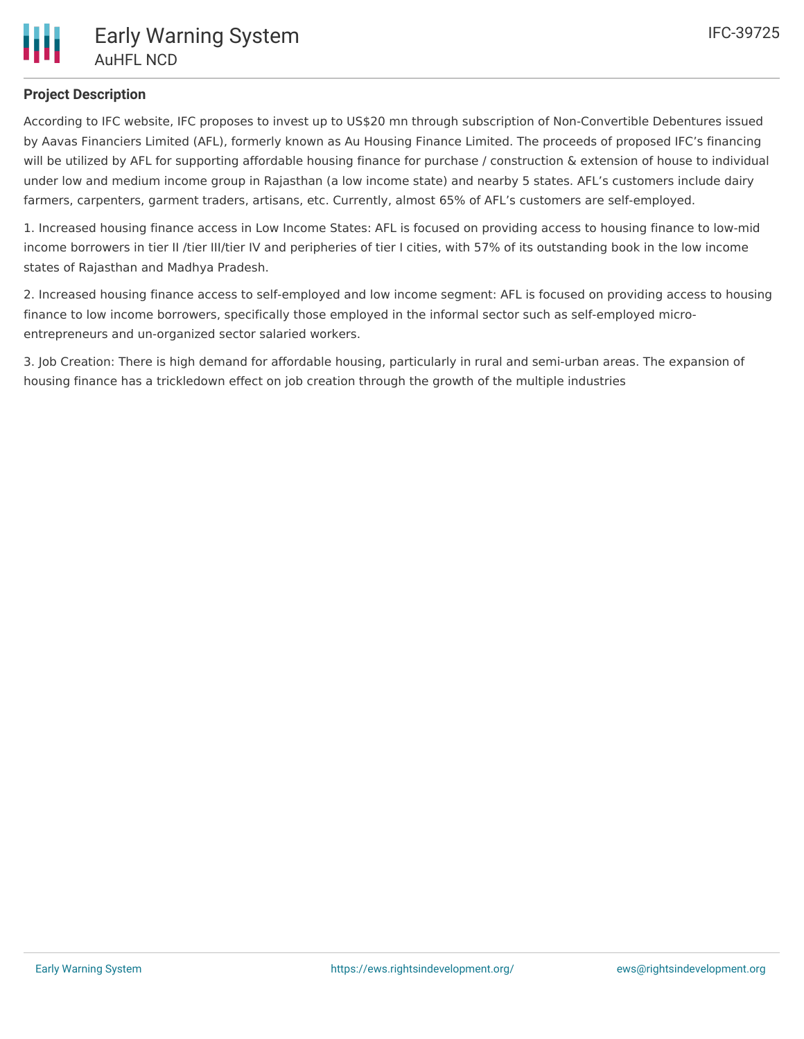## Project Description

According to IFC website, IFC proposes to invest up to US$20 mn through subscription of Non-Convertible Debentures issued by Aavas Financiers Limited (AFL), formerly known as Au Housing Finance Limited. The proceeds of proposed IFC's financing will be utilized by AFL for supporting affordable housing finance for purchase / construction & extension of house to individual under low and medium income group in Rajasthan (a low income state) and nearby 5 states. AFL's customers include dairy farmers, carpenters, garment traders, artisans, etc. Currently, almost 65% of AFL's customers are self-employed.

1. Increased housing finance access in Low Income States: AFL is focused on providing access to housing finance to low-mid income borrowers in tier II /tier III/tier IV and peripheries of tier I cities, with 57% of its outstanding book in the low income states of Rajasthan and Madhya Pradesh.

2. Increased housing finance access to self-employed and low income segment: AFL is focused on providing access to housing finance to low income borrowers, specifically those employed in the informal sector such as self-employed micro-entrepreneurs and un-organized sector salaried workers.

3. Job Creation: There is high demand for affordable housing, particularly in rural and semi-urban areas. The expansion of housing finance has a trickledown effect on job creation through the growth of the multiple industries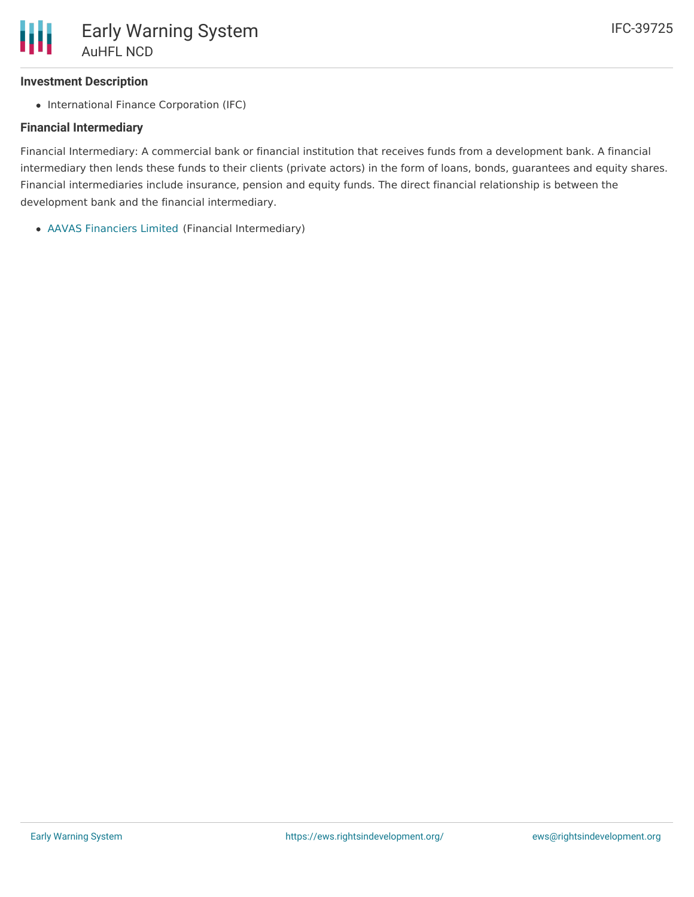## Investment Description

- International Finance Corporation (IFC)

## Financial Intermediary

Financial Intermediary: A commercial bank or financial institution that receives funds from a development bank. A financial intermediary then lends these funds to their clients (private actors) in the form of loans, bonds, guarantees and equity shares. Financial intermediaries include insurance, pension and equity funds. The direct financial relationship is between the development bank and the financial intermediary.

- AAVAS Financiers Limited (Financial Intermediary)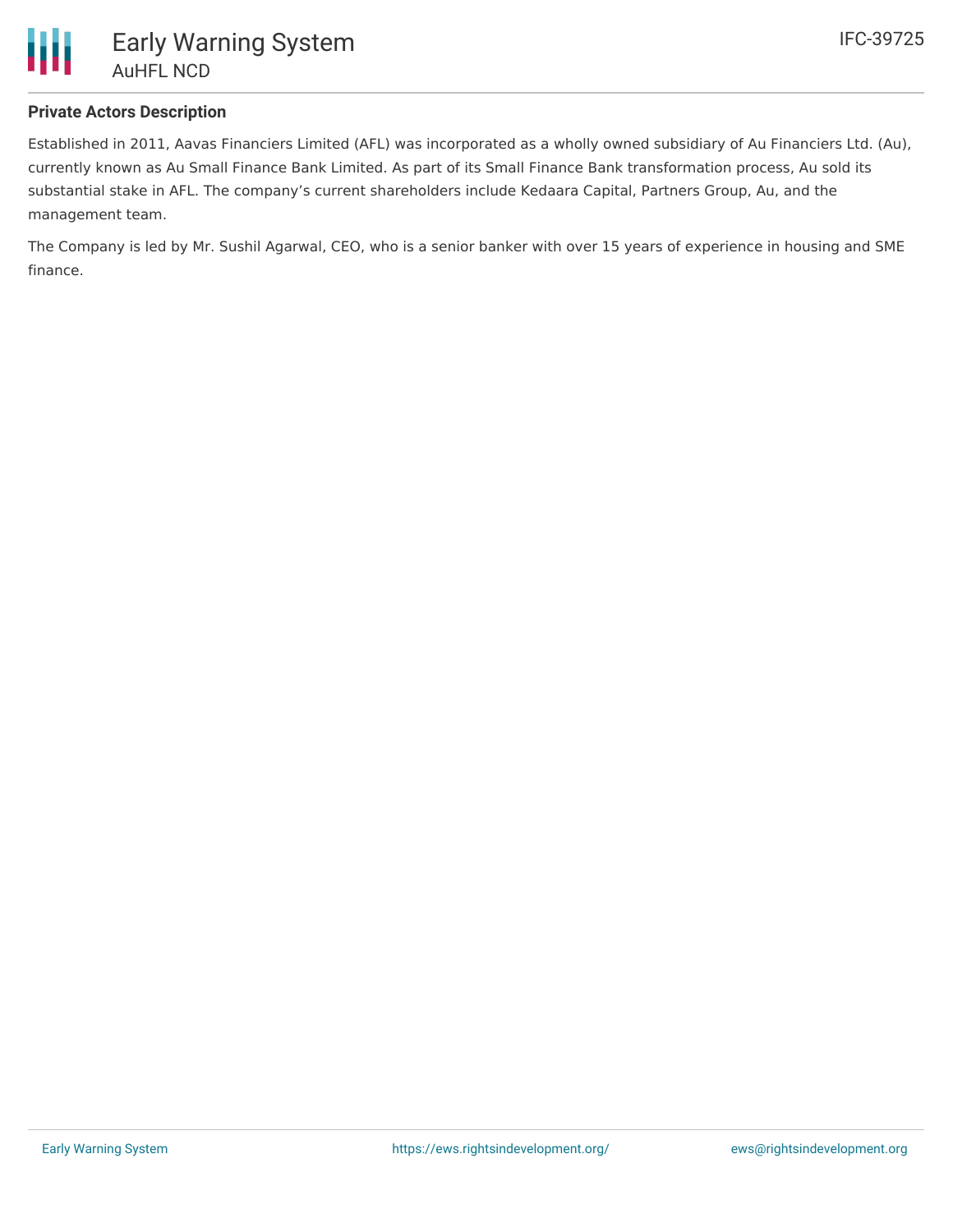## Private Actors Description

Established in 2011, Aavas Financiers Limited (AFL) was incorporated as a wholly owned subsidiary of Au Financiers Ltd. (Au), currently known as Au Small Finance Bank Limited. As part of its Small Finance Bank transformation process, Au sold its substantial stake in AFL. The company's current shareholders include Kedaara Capital, Partners Group, Au, and the management team.

The Company is led by Mr. Sushil Agarwal, CEO, who is a senior banker with over 15 years of experience in housing and SME finance.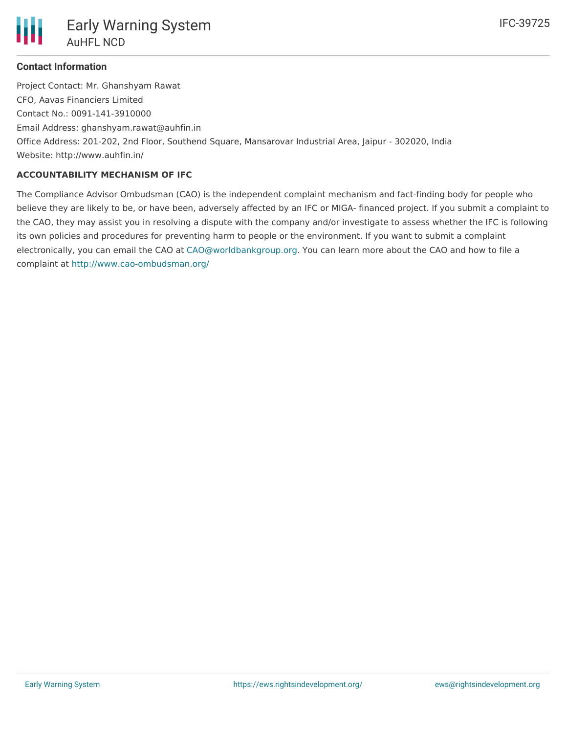## Contact Information

Project Contact: Mr. Ghanshyam Rawat
CFO, Aavas Financiers Limited
Contact No.: 0091-141-3910000
Email Address: ghanshyam.rawat@auhfin.in
Office Address: 201-202, 2nd Floor, Southend Square, Mansarovar Industrial Area, Jaipur - 302020, India
Website: http://www.auhfin.in/

### ACCOUNTABILITY MECHANISM OF IFC

The Compliance Advisor Ombudsman (CAO) is the independent complaint mechanism and fact-finding body for people who believe they are likely to be, or have been, adversely affected by an IFC or MIGA- financed project. If you submit a complaint to the CAO, they may assist you in resolving a dispute with the company and/or investigate to assess whether the IFC is following its own policies and procedures for preventing harm to people or the environment. If you want to submit a complaint electronically, you can email the CAO at CAO@worldbankgroup.org. You can learn more about the CAO and how to file a complaint at http://www.cao-ombudsman.org/